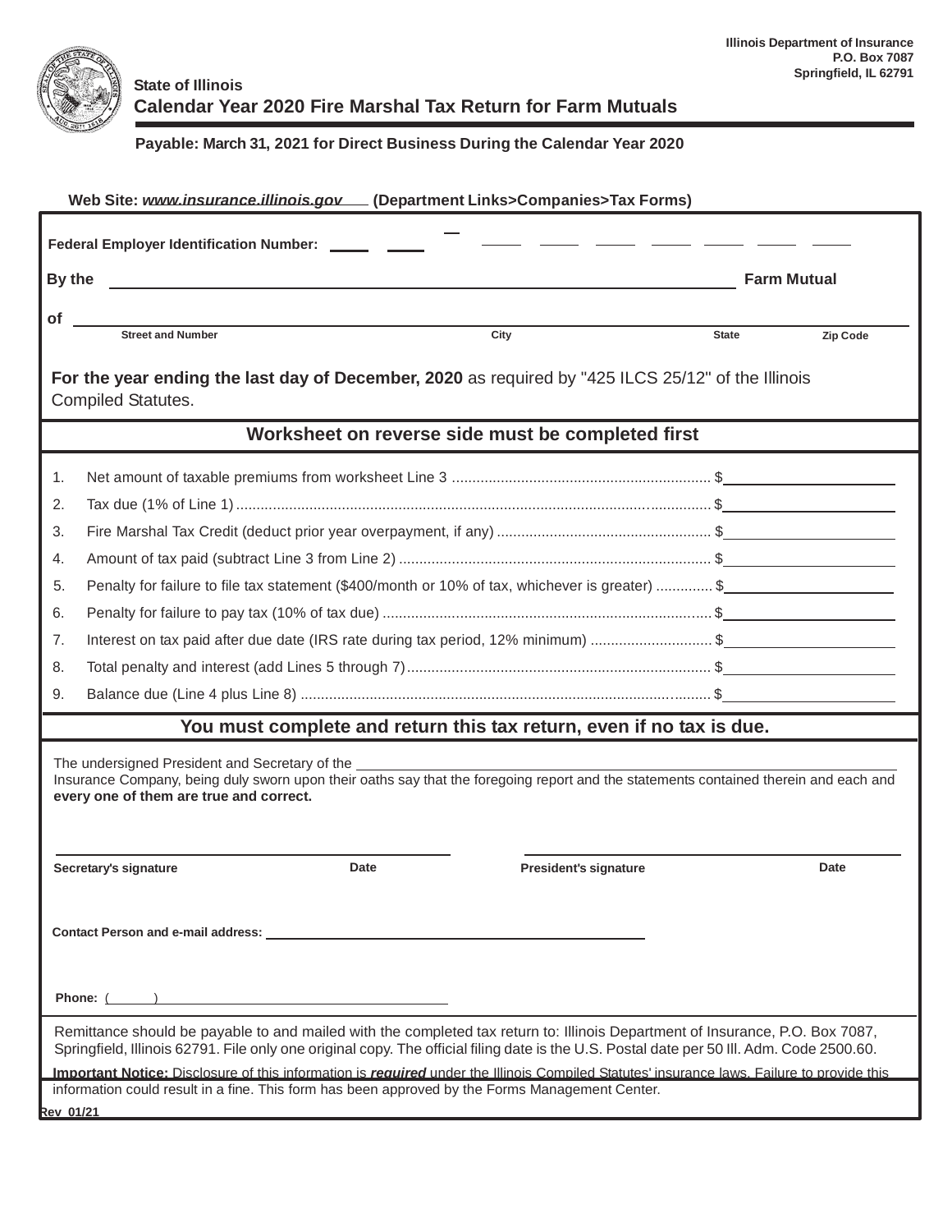Illinois Department of Insurance
P.O. Box 7087
Springfield, IL 62791

**State of Illinois**

# Calendar Year 2020 Fire Marshal Tax Return for Farm Mutuals

**Payable: March 31, 2021 for Direct Business During the Calendar Year 2020**

**Web Site: *www.insurance.illinois.gov* (Department Links>Companies>Tax Forms)**

**Federal Employer Identification Number:** ____ ____ – ____ ____ ____ ____ ____ ____ ____

**By the** ______________________________________________ **Farm Mutual**

**of** ______________________________________________

Street and Number | City | State | Zip Code

**For the year ending the last day of December, 2020** as required by "425 ILCS 25/12" of the Illinois Compiled Statutes.

## Worksheet on reverse side must be completed first

1. Net amount of taxable premiums from worksheet Line 3 ............ $____________
2. Tax due (1% of Line 1) ............ $____________
3. Fire Marshal Tax Credit (deduct prior year overpayment, if any) ............ $____________
4. Amount of tax paid (subtract Line 3 from Line 2) ............ $____________
5. Penalty for failure to file tax statement ($400/month or 10% of tax, whichever is greater) ............ $____________
6. Penalty for failure to pay tax (10% of tax due) ............ $____________
7. Interest on tax paid after due date (IRS rate during tax period, 12% minimum) ............ $____________
8. Total penalty and interest (add Lines 5 through 7) ............ $____________
9. Balance due (Line 4 plus Line 8) ............ $____________

## You must complete and return this tax return, even if no tax is due.

The undersigned President and Secretary of the ______________________________________________ Insurance Company, being duly sworn upon their oaths say that the foregoing report and the statements contained therein and each and **every one of them are true and correct.**

______________________________ ______________________________

**Secretary's signature** **Date** **President's signature** **Date**

**Contact Person and e-mail address:** ______________________________

**Phone:** (      ) ______________________________

Remittance should be payable to and mailed with the completed tax return to: Illinois Department of Insurance, P.O. Box 7087, Springfield, Illinois 62791. File only one original copy. The official filing date is the U.S. Postal date per 50 Ill. Adm. Code 2500.60.

**Important Notice:** Disclosure of this information is ***required*** under the Illinois Compiled Statutes' insurance laws. Failure to provide this information could result in a fine. This form has been approved by the Forms Management Center.

Rev 01/21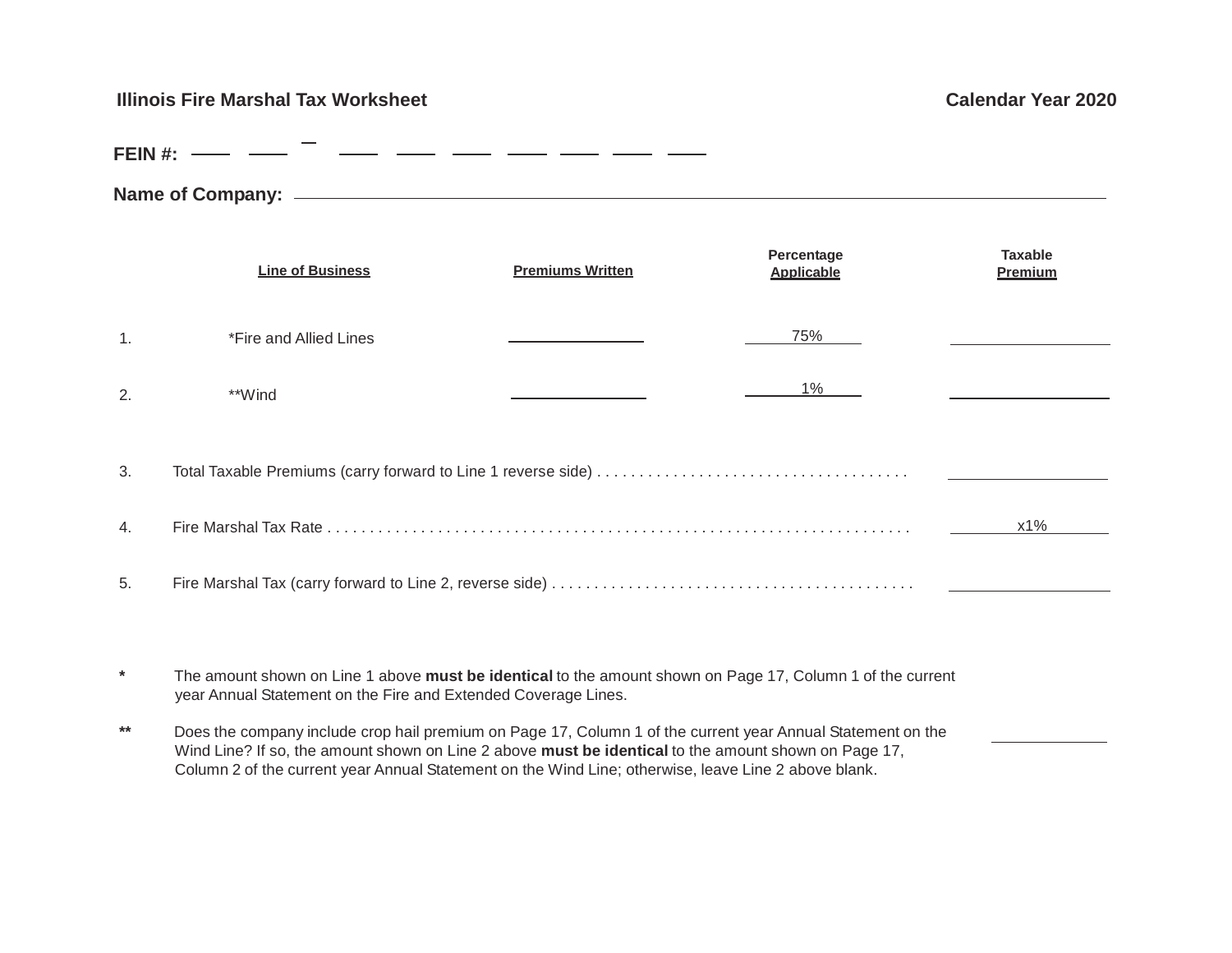**Illinois Fire Marshal Tax Worksheet** | **Calendar Year 2020**

**FEIN #:** ____ ____ - ____ ____ ____ ____ ____ ____ ____

**Name of Company:** ______________________________________________

| | Line of Business | Premiums Written | Percentage Applicable | Taxable Premium |
|---|---|---|---|---|
| 1. | *Fire and Allied Lines | ____________ | 75% | ____________ |
| 2. | **Wind | ____________ | 1% | ____________ |

| | | |
|---|---|---|
| 3. | Total Taxable Premiums (carry forward to Line 1 reverse side) . . . . . . . . . . . . . . . . . . . . . . . . . . . . . . . . . . . . . | ____________ |
| 4. | Fire Marshal Tax Rate . . . . . . . . . . . . . . . . . . . . . . . . . . . . . . . . . . . . . . . . . . . . . . . . . . . . . . . . . . . . . . . . . . . . | x1% |
| 5. | Fire Marshal Tax (carry forward to Line 2, reverse side) . . . . . . . . . . . . . . . . . . . . . . . . . . . . . . . . . . . . . . . . . . . | ____________ |

\* The amount shown on Line 1 above **must be identical** to the amount shown on Page 17, Column 1 of the current year Annual Statement on the Fire and Extended Coverage Lines.

\*\* Does the company include crop hail premium on Page 17, Column 1 of the current year Annual Statement on the Wind Line? If so, the amount shown on Line 2 above **must be identical** to the amount shown on Page 17, Column 2 of the current year Annual Statement on the Wind Line; otherwise, leave Line 2 above blank. ____________